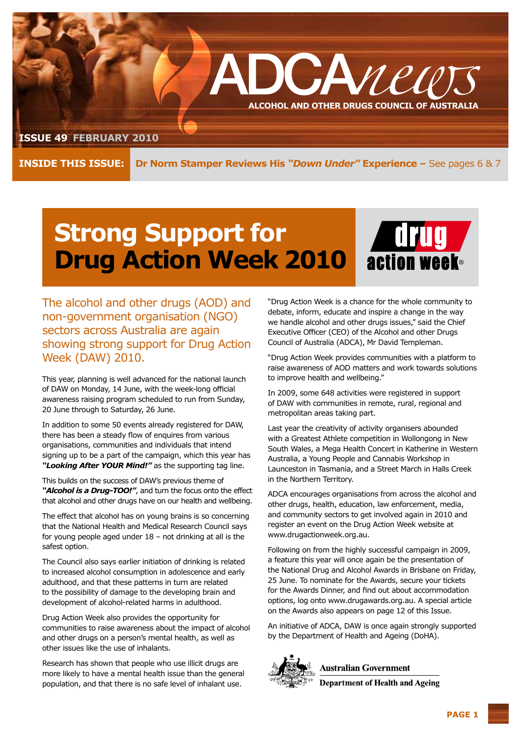# ADCA*news*

**ALCOHOL AND OTHER DRUGS COUNCIL OF AUSTRALIA**

**ISSUE 49 FEBRUARY 2010**

**INSIDE THIS ISSUE:** **Dr Norm Stamper Reviews His *"Down Under"* Experience –** See pages 6 & 7

## Strong Support for Drug Action Week 2010

drug action week®

The alcohol and other drugs (AOD) and non-government organisation (NGO) sectors across Australia are again showing strong support for Drug Action Week (DAW) 2010.

This year, planning is well advanced for the national launch of DAW on Monday, 14 June, with the week-long official awareness raising program scheduled to run from Sunday, 20 June through to Saturday, 26 June.

In addition to some 50 events already registered for DAW, there has been a steady flow of enquires from various organisations, communities and individuals that intend signing up to be a part of the campaign, which this year has ***"Looking After YOUR Mind!"*** as the supporting tag line.

This builds on the success of DAW's previous theme of ***"Alcohol is a Drug-TOO!"***, and turn the focus onto the effect that alcohol and other drugs have on our health and wellbeing.

The effect that alcohol has on young brains is so concerning that the National Health and Medical Research Council says for young people aged under 18 – not drinking at all is the safest option.

The Council also says earlier initiation of drinking is related to increased alcohol consumption in adolescence and early adulthood, and that these patterns in turn are related to the possibility of damage to the developing brain and development of alcohol-related harms in adulthood.

Drug Action Week also provides the opportunity for communities to raise awareness about the impact of alcohol and other drugs on a person's mental health, as well as other issues like the use of inhalants.

Research has shown that people who use illicit drugs are more likely to have a mental health issue than the general population, and that there is no safe level of inhalant use.

"Drug Action Week is a chance for the whole community to debate, inform, educate and inspire a change in the way we handle alcohol and other drugs issues," said the Chief Executive Officer (CEO) of the Alcohol and other Drugs Council of Australia (ADCA), Mr David Templeman.

"Drug Action Week provides communities with a platform to raise awareness of AOD matters and work towards solutions to improve health and wellbeing."

In 2009, some 648 activities were registered in support of DAW with communities in remote, rural, regional and metropolitan areas taking part.

Last year the creativity of activity organisers abounded with a Greatest Athlete competition in Wollongong in New South Wales, a Mega Health Concert in Katherine in Western Australia, a Young People and Cannabis Workshop in Launceston in Tasmania, and a Street March in Halls Creek in the Northern Territory.

ADCA encourages organisations from across the alcohol and other drugs, health, education, law enforcement, media, and community sectors to get involved again in 2010 and register an event on the Drug Action Week website at www.drugactionweek.org.au.

Following on from the highly successful campaign in 2009, a feature this year will once again be the presentation of the National Drug and Alcohol Awards in Brisbane on Friday, 25 June. To nominate for the Awards, secure your tickets for the Awards Dinner, and find out about accommodation options, log onto www.drugawards.org.au. A special article on the Awards also appears on page 12 of this Issue.

An initiative of ADCA, DAW is once again strongly supported by the Department of Health and Ageing (DoHA).

**Australian Government**
**Department of Health and Ageing**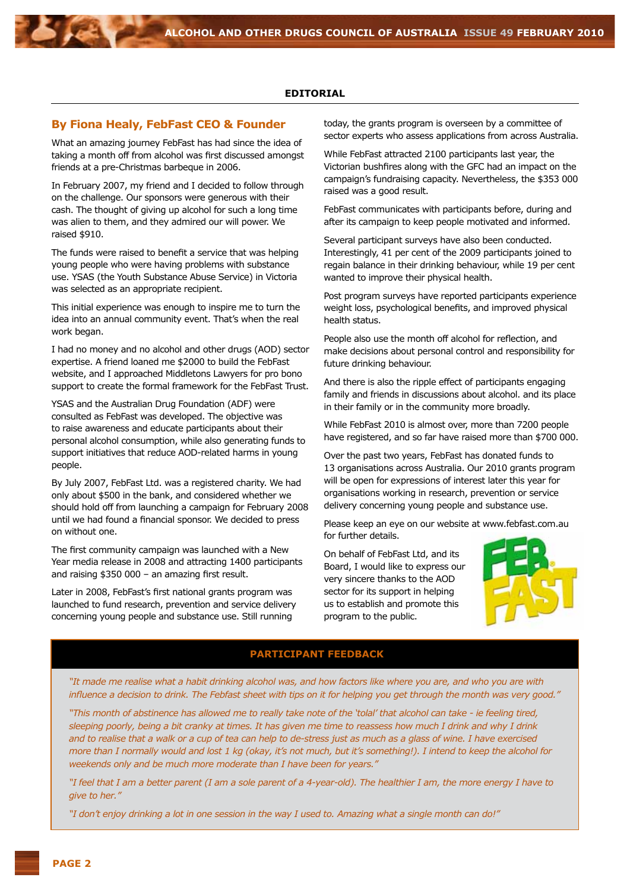## EDITORIAL

### By Fiona Healy, FebFast CEO & Founder

What an amazing journey FebFast has had since the idea of taking a month off from alcohol was first discussed amongst friends at a pre-Christmas barbeque in 2006.

In February 2007, my friend and I decided to follow through on the challenge. Our sponsors were generous with their cash. The thought of giving up alcohol for such a long time was alien to them, and they admired our will power. We raised $910.

The funds were raised to benefit a service that was helping young people who were having problems with substance use. YSAS (the Youth Substance Abuse Service) in Victoria was selected as an appropriate recipient.

This initial experience was enough to inspire me to turn the idea into an annual community event. That's when the real work began.

I had no money and no alcohol and other drugs (AOD) sector expertise. A friend loaned me $2000 to build the FebFast website, and I approached Middletons Lawyers for pro bono support to create the formal framework for the FebFast Trust.

YSAS and the Australian Drug Foundation (ADF) were consulted as FebFast was developed. The objective was to raise awareness and educate participants about their personal alcohol consumption, while also generating funds to support initiatives that reduce AOD-related harms in young people.

By July 2007, FebFast Ltd. was a registered charity. We had only about $500 in the bank, and considered whether we should hold off from launching a campaign for February 2008 until we had found a financial sponsor. We decided to press on without one.

The first community campaign was launched with a New Year media release in 2008 and attracting 1400 participants and raising $350 000 – an amazing first result.

Later in 2008, FebFast's first national grants program was launched to fund research, prevention and service delivery concerning young people and substance use. Still running today, the grants program is overseen by a committee of sector experts who assess applications from across Australia.

While FebFast attracted 2100 participants last year, the Victorian bushfires along with the GFC had an impact on the campaign's fundraising capacity. Nevertheless, the $353 000 raised was a good result.

FebFast communicates with participants before, during and after its campaign to keep people motivated and informed.

Several participant surveys have also been conducted. Interestingly, 41 per cent of the 2009 participants joined to regain balance in their drinking behaviour, while 19 per cent wanted to improve their physical health.

Post program surveys have reported participants experience weight loss, psychological benefits, and improved physical health status.

People also use the month off alcohol for reflection, and make decisions about personal control and responsibility for future drinking behaviour.

And there is also the ripple effect of participants engaging family and friends in discussions about alcohol. and its place in their family or in the community more broadly.

While FebFast 2010 is almost over, more than 7200 people have registered, and so far have raised more than $700 000.

Over the past two years, FebFast has donated funds to 13 organisations across Australia. Our 2010 grants program will be open for expressions of interest later this year for organisations working in research, prevention or service delivery concerning young people and substance use.

Please keep an eye on our website at www.febfast.com.au for further details.

On behalf of FebFast Ltd, and its Board, I would like to express our very sincere thanks to the AOD sector for its support in helping us to establish and promote this program to the public.

### PARTICIPANT FEEDBACK

*"It made me realise what a habit drinking alcohol was, and how factors like where you are, and who you are with influence a decision to drink. The Febfast sheet with tips on it for helping you get through the month was very good."*

*"This month of abstinence has allowed me to really take note of the 'tolal' that alcohol can take - ie feeling tired, sleeping poorly, being a bit cranky at times. It has given me time to reassess how much I drink and why I drink and to realise that a walk or a cup of tea can help to de-stress just as much as a glass of wine. I have exercised more than I normally would and lost 1 kg (okay, it's not much, but it's something!). I intend to keep the alcohol for weekends only and be much more moderate than I have been for years."*

*"I feel that I am a better parent (I am a sole parent of a 4-year-old). The healthier I am, the more energy I have to give to her."*

*"I don't enjoy drinking a lot in one session in the way I used to. Amazing what a single month can do!"*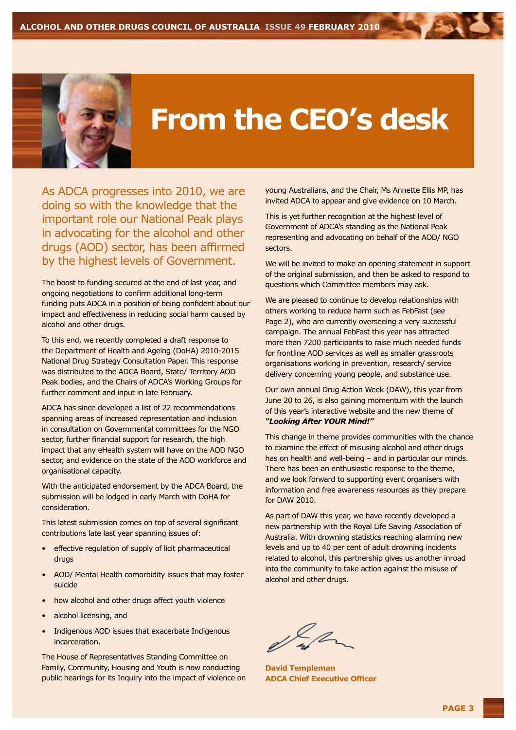# From the CEO's desk

As ADCA progresses into 2010, we are doing so with the knowledge that the important role our National Peak plays in advocating for the alcohol and other drugs (AOD) sector, has been affirmed by the highest levels of Government.

The boost to funding secured at the end of last year, and ongoing negotiations to confirm additional long-term funding puts ADCA in a position of being confident about our impact and effectiveness in reducing social harm caused by alcohol and other drugs.

To this end, we recently completed a draft response to the Department of Health and Ageing (DoHA) 2010-2015 National Drug Strategy Consultation Paper. This response was distributed to the ADCA Board, State/ Territory AOD Peak bodies, and the Chairs of ADCA's Working Groups for further comment and input in late February.

ADCA has since developed a list of 22 recommendations spanning areas of increased representation and inclusion in consultation on Governmental committees for the NGO sector, further financial support for research, the high impact that any eHealth system will have on the AOD NGO sector, and evidence on the state of the AOD workforce and organisational capacity.

With the anticipated endorsement by the ADCA Board, the submission will be lodged in early March with DoHA for consideration.

This latest submission comes on top of several significant contributions late last year spanning issues of:

- effective regulation of supply of licit pharmaceutical drugs
- AOD/ Mental Health comorbidity issues that may foster suicide
- how alcohol and other drugs affect youth violence
- alcohol licensing, and
- Indigenous AOD issues that exacerbate Indigenous incarceration.

The House of Representatives Standing Committee on Family, Community, Housing and Youth is now conducting public hearings for its Inquiry into the impact of violence on young Australians, and the Chair, Ms Annette Ellis MP, has invited ADCA to appear and give evidence on 10 March.

This is yet further recognition at the highest level of Government of ADCA's standing as the National Peak representing and advocating on behalf of the AOD/ NGO sectors.

We will be invited to make an opening statement in support of the original submission, and then be asked to respond to questions which Committee members may ask.

We are pleased to continue to develop relationships with others working to reduce harm such as FebFast (see Page 2), who are currently overseeing a very successful campaign. The annual FebFast this year has attracted more than 7200 participants to raise much needed funds for frontline AOD services as well as smaller grassroots organisations working in prevention, research/ service delivery concerning young people, and substance use.

Our own annual Drug Action Week (DAW), this year from June 20 to 26, is also gaining momentum with the launch of this year's interactive website and the new theme of ***"Looking After YOUR Mind!"***

This change in theme provides communities with the chance to examine the effect of misusing alcohol and other drugs has on health and well-being – and in particular our minds. There has been an enthusiastic response to the theme, and we look forward to supporting event organisers with information and free awareness resources as they prepare for DAW 2010.

As part of DAW this year, we have recently developed a new partnership with the Royal Life Saving Association of Australia. With drowning statistics reaching alarming new levels and up to 40 per cent of adult drowning incidents related to alcohol, this partnership gives us another inroad into the community to take action against the misuse of alcohol and other drugs.

**David Templeman**
**ADCA Chief Executive Officer**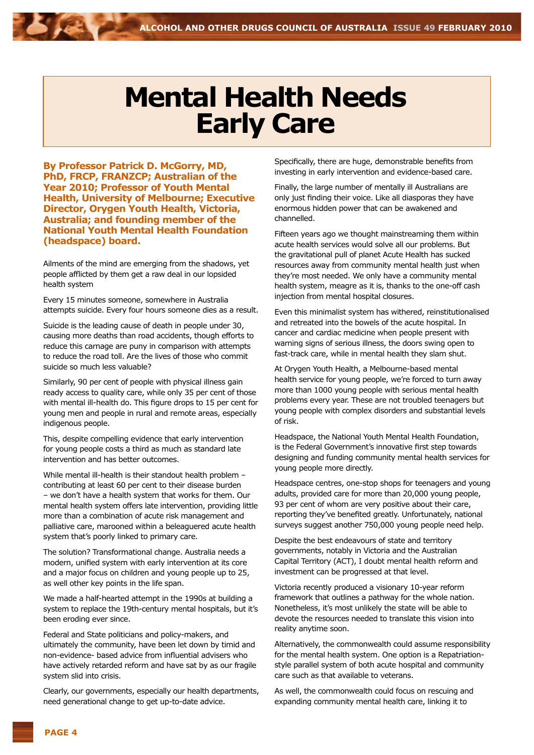# Mental Health Needs Early Care

**By Professor Patrick D. McGorry, MD, PhD, FRCP, FRANZCP; Australian of the Year 2010; Professor of Youth Mental Health, University of Melbourne; Executive Director, Orygen Youth Health, Victoria, Australia; and founding member of the National Youth Mental Health Foundation (headspace) board.**

Ailments of the mind are emerging from the shadows, yet people afflicted by them get a raw deal in our lopsided health system

Every 15 minutes someone, somewhere in Australia attempts suicide. Every four hours someone dies as a result.

Suicide is the leading cause of death in people under 30, causing more deaths than road accidents, though efforts to reduce this carnage are puny in comparison with attempts to reduce the road toll. Are the lives of those who commit suicide so much less valuable?

Similarly, 90 per cent of people with physical illness gain ready access to quality care, while only 35 per cent of those with mental ill-health do. This figure drops to 15 per cent for young men and people in rural and remote areas, especially indigenous people.

This, despite compelling evidence that early intervention for young people costs a third as much as standard late intervention and has better outcomes.

While mental ill-health is their standout health problem – contributing at least 60 per cent to their disease burden – we don't have a health system that works for them. Our mental health system offers late intervention, providing little more than a combination of acute risk management and palliative care, marooned within a beleaguered acute health system that's poorly linked to primary care.

The solution? Transformational change. Australia needs a modern, unified system with early intervention at its core and a major focus on children and young people up to 25, as well other key points in the life span.

We made a half-hearted attempt in the 1990s at building a system to replace the 19th-century mental hospitals, but it's been eroding ever since.

Federal and State politicians and policy-makers, and ultimately the community, have been let down by timid and non-evidence- based advice from influential advisers who have actively retarded reform and have sat by as our fragile system slid into crisis.

Clearly, our governments, especially our health departments, need generational change to get up-to-date advice.

Specifically, there are huge, demonstrable benefits from investing in early intervention and evidence-based care.

Finally, the large number of mentally ill Australians are only just finding their voice. Like all diasporas they have enormous hidden power that can be awakened and channelled.

Fifteen years ago we thought mainstreaming them within acute health services would solve all our problems. But the gravitational pull of planet Acute Health has sucked resources away from community mental health just when they're most needed. We only have a community mental health system, meagre as it is, thanks to the one-off cash injection from mental hospital closures.

Even this minimalist system has withered, reinstitutionalised and retreated into the bowels of the acute hospital. In cancer and cardiac medicine when people present with warning signs of serious illness, the doors swing open to fast-track care, while in mental health they slam shut.

At Orygen Youth Health, a Melbourne-based mental health service for young people, we're forced to turn away more than 1000 young people with serious mental health problems every year. These are not troubled teenagers but young people with complex disorders and substantial levels of risk.

Headspace, the National Youth Mental Health Foundation, is the Federal Government's innovative first step towards designing and funding community mental health services for young people more directly.

Headspace centres, one-stop shops for teenagers and young adults, provided care for more than 20,000 young people, 93 per cent of whom are very positive about their care, reporting they've benefited greatly. Unfortunately, national surveys suggest another 750,000 young people need help.

Despite the best endeavours of state and territory governments, notably in Victoria and the Australian Capital Territory (ACT), I doubt mental health reform and investment can be progressed at that level.

Victoria recently produced a visionary 10-year reform framework that outlines a pathway for the whole nation. Nonetheless, it's most unlikely the state will be able to devote the resources needed to translate this vision into reality anytime soon.

Alternatively, the commonwealth could assume responsibility for the mental health system. One option is a Repatriation-style parallel system of both acute hospital and community care such as that available to veterans.

As well, the commonwealth could focus on rescuing and expanding community mental health care, linking it to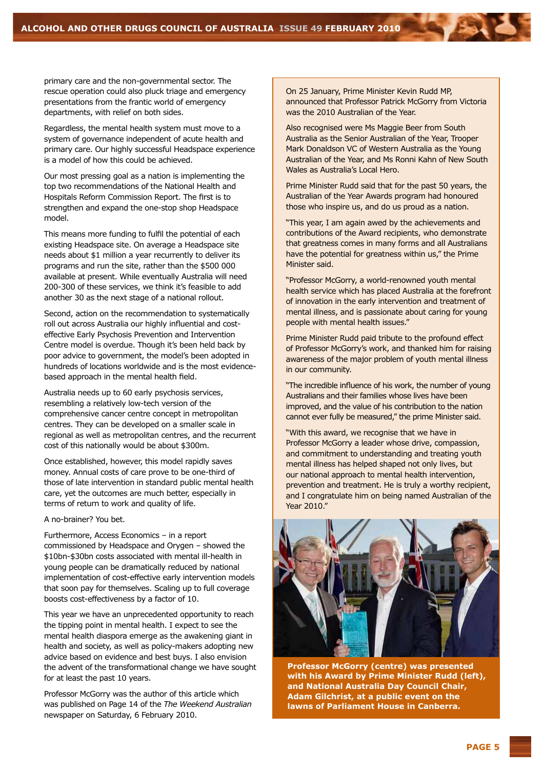primary care and the non-governmental sector. The rescue operation could also pluck triage and emergency presentations from the frantic world of emergency departments, with relief on both sides.

Regardless, the mental health system must move to a system of governance independent of acute health and primary care. Our highly successful Headspace experience is a model of how this could be achieved.

Our most pressing goal as a nation is implementing the top two recommendations of the National Health and Hospitals Reform Commission Report. The first is to strengthen and expand the one-stop shop Headspace model.

This means more funding to fulfil the potential of each existing Headspace site. On average a Headspace site needs about $1 million a year recurrently to deliver its programs and run the site, rather than the $500 000 available at present. While eventually Australia will need 200-300 of these services, we think it's feasible to add another 30 as the next stage of a national rollout.

Second, action on the recommendation to systematically roll out across Australia our highly influential and cost-effective Early Psychosis Prevention and Intervention Centre model is overdue. Though it's been held back by poor advice to government, the model's been adopted in hundreds of locations worldwide and is the most evidence-based approach in the mental health field.

Australia needs up to 60 early psychosis services, resembling a relatively low-tech version of the comprehensive cancer centre concept in metropolitan centres. They can be developed on a smaller scale in regional as well as metropolitan centres, and the recurrent cost of this nationally would be about $300m.

Once established, however, this model rapidly saves money. Annual costs of care prove to be one-third of those of late intervention in standard public mental health care, yet the outcomes are much better, especially in terms of return to work and quality of life.

A no-brainer? You bet.

Furthermore, Access Economics – in a report commissioned by Headspace and Orygen – showed the $10bn-$30bn costs associated with mental ill-health in young people can be dramatically reduced by national implementation of cost-effective early intervention models that soon pay for themselves. Scaling up to full coverage boosts cost-effectiveness by a factor of 10.

This year we have an unprecedented opportunity to reach the tipping point in mental health. I expect to see the mental health diaspora emerge as the awakening giant in health and society, as well as policy-makers adopting new advice based on evidence and best buys. I also envision the advent of the transformational change we have sought for at least the past 10 years.

Professor McGorry was the author of this article which was published on Page 14 of the *The Weekend Australian* newspaper on Saturday, 6 February 2010.

On 25 January, Prime Minister Kevin Rudd MP, announced that Professor Patrick McGorry from Victoria was the 2010 Australian of the Year.

Also recognised were Ms Maggie Beer from South Australia as the Senior Australian of the Year, Trooper Mark Donaldson VC of Western Australia as the Young Australian of the Year, and Ms Ronni Kahn of New South Wales as Australia's Local Hero.

Prime Minister Rudd said that for the past 50 years, the Australian of the Year Awards program had honoured those who inspire us, and do us proud as a nation.

"This year, I am again awed by the achievements and contributions of the Award recipients, who demonstrate that greatness comes in many forms and all Australians have the potential for greatness within us," the Prime Minister said.

"Professor McGorry, a world-renowned youth mental health service which has placed Australia at the forefront of innovation in the early intervention and treatment of mental illness, and is passionate about caring for young people with mental health issues."

Prime Minister Rudd paid tribute to the profound effect of Professor McGorry's work, and thanked him for raising awareness of the major problem of youth mental illness in our community.

"The incredible influence of his work, the number of young Australians and their families whose lives have been improved, and the value of his contribution to the nation cannot ever fully be measured," the prime Minister said.

"With this award, we recognise that we have in Professor McGorry a leader whose drive, compassion, and commitment to understanding and treating youth mental illness has helped shaped not only lives, but our national approach to mental health intervention, prevention and treatment. He is truly a worthy recipient, and I congratulate him on being named Australian of the Year 2010."

**Professor McGorry (centre) was presented with his Award by Prime Minister Rudd (left), and National Australia Day Council Chair, Adam Gilchrist, at a public event on the lawns of Parliament House in Canberra.**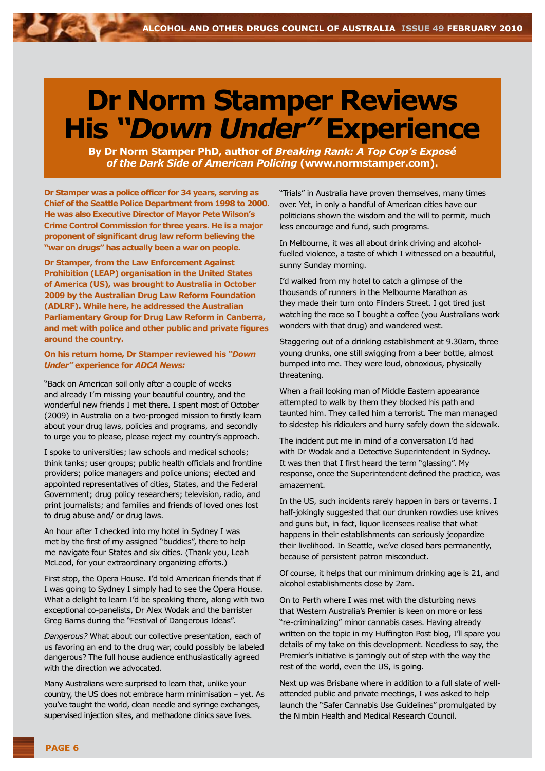# Dr Norm Stamper Reviews His *"Down Under"* Experience

**By Dr Norm Stamper PhD, author of *Breaking Rank: A Top Cop's Exposé of the Dark Side of American Policing* (www.normstamper.com).**

**Dr Stamper was a police officer for 34 years, serving as Chief of the Seattle Police Department from 1998 to 2000. He was also Executive Director of Mayor Pete Wilson's Crime Control Commission for three years. He is a major proponent of significant drug law reform believing the "war on drugs" has actually been a war on people.**

**Dr Stamper, from the Law Enforcement Against Prohibition (LEAP) organisation in the United States of America (US), was brought to Australia in October 2009 by the Australian Drug Law Reform Foundation (ADLRF). While here, he addressed the Australian Parliamentary Group for Drug Law Reform in Canberra, and met with police and other public and private figures around the country.**

**On his return home, Dr Stamper reviewed his *"Down Under"* experience for *ADCA News:***

"Back on American soil only after a couple of weeks and already I'm missing your beautiful country, and the wonderful new friends I met there. I spent most of October (2009) in Australia on a two-pronged mission to firstly learn about your drug laws, policies and programs, and secondly to urge you to please, please reject my country's approach.

I spoke to universities; law schools and medical schools; think tanks; user groups; public health officials and frontline providers; police managers and police unions; elected and appointed representatives of cities, States, and the Federal Government; drug policy researchers; television, radio, and print journalists; and families and friends of loved ones lost to drug abuse and/ or drug laws.

An hour after I checked into my hotel in Sydney I was met by the first of my assigned "buddies", there to help me navigate four States and six cities. (Thank you, Leah McLeod, for your extraordinary organizing efforts.)

First stop, the Opera House. I'd told American friends that if I was going to Sydney I simply had to see the Opera House. What a delight to learn I'd be speaking there, along with two exceptional co-panelists, Dr Alex Wodak and the barrister Greg Barns during the "Festival of Dangerous Ideas".

*Dangerous?* What about our collective presentation, each of us favoring an end to the drug war, could possibly be labeled dangerous? The full house audience enthusiastically agreed with the direction we advocated.

Many Australians were surprised to learn that, unlike your country, the US does not embrace harm minimisation – yet. As you've taught the world, clean needle and syringe exchanges, supervised injection sites, and methadone clinics save lives.

"Trials" in Australia have proven themselves, many times over. Yet, in only a handful of American cities have our politicians shown the wisdom and the will to permit, much less encourage and fund, such programs.

In Melbourne, it was all about drink driving and alcohol-fuelled violence, a taste of which I witnessed on a beautiful, sunny Sunday morning.

I'd walked from my hotel to catch a glimpse of the thousands of runners in the Melbourne Marathon as they made their turn onto Flinders Street. I got tired just watching the race so I bought a coffee (you Australians work wonders with that drug) and wandered west.

Staggering out of a drinking establishment at 9.30am, three young drunks, one still swigging from a beer bottle, almost bumped into me. They were loud, obnoxious, physically threatening.

When a frail looking man of Middle Eastern appearance attempted to walk by them they blocked his path and taunted him. They called him a terrorist. The man managed to sidestep his ridiculers and hurry safely down the sidewalk.

The incident put me in mind of a conversation I'd had with Dr Wodak and a Detective Superintendent in Sydney. It was then that I first heard the term "glassing". My response, once the Superintendent defined the practice, was amazement.

In the US, such incidents rarely happen in bars or taverns. I half-jokingly suggested that our drunken rowdies use knives and guns but, in fact, liquor licensees realise that what happens in their establishments can seriously jeopardize their livelihood. In Seattle, we've closed bars permanently, because of persistent patron misconduct.

Of course, it helps that our minimum drinking age is 21, and alcohol establishments close by 2am.

On to Perth where I was met with the disturbing news that Western Australia's Premier is keen on more or less "re-criminalizing" minor cannabis cases. Having already written on the topic in my Huffington Post blog, I'll spare you details of my take on this development. Needless to say, the Premier's initiative is jarringly out of step with the way the rest of the world, even the US, is going.

Next up was Brisbane where in addition to a full slate of well-attended public and private meetings, I was asked to help launch the "Safer Cannabis Use Guidelines" promulgated by the Nimbin Health and Medical Research Council.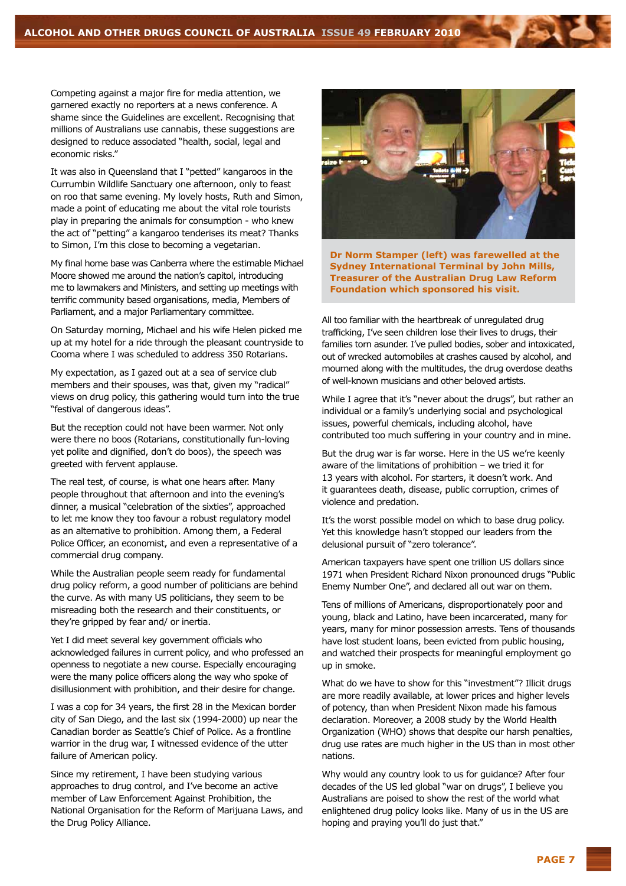Competing against a major fire for media attention, we garnered exactly no reporters at a news conference. A shame since the Guidelines are excellent. Recognising that millions of Australians use cannabis, these suggestions are designed to reduce associated "health, social, legal and economic risks."

It was also in Queensland that I "petted" kangaroos in the Currumbin Wildlife Sanctuary one afternoon, only to feast on roo that same evening. My lovely hosts, Ruth and Simon, made a point of educating me about the vital role tourists play in preparing the animals for consumption - who knew the act of "petting" a kangaroo tenderises its meat? Thanks to Simon, I'm this close to becoming a vegetarian.

My final home base was Canberra where the estimable Michael Moore showed me around the nation's capitol, introducing me to lawmakers and Ministers, and setting up meetings with terrific community based organisations, media, Members of Parliament, and a major Parliamentary committee.

On Saturday morning, Michael and his wife Helen picked me up at my hotel for a ride through the pleasant countryside to Cooma where I was scheduled to address 350 Rotarians.

My expectation, as I gazed out at a sea of service club members and their spouses, was that, given my "radical" views on drug policy, this gathering would turn into the true "festival of dangerous ideas".

But the reception could not have been warmer. Not only were there no boos (Rotarians, constitutionally fun-loving yet polite and dignified, don't do boos), the speech was greeted with fervent applause.

The real test, of course, is what one hears after. Many people throughout that afternoon and into the evening's dinner, a musical "celebration of the sixties", approached to let me know they too favour a robust regulatory model as an alternative to prohibition. Among them, a Federal Police Officer, an economist, and even a representative of a commercial drug company.

While the Australian people seem ready for fundamental drug policy reform, a good number of politicians are behind the curve. As with many US politicians, they seem to be misreading both the research and their constituents, or they're gripped by fear and/ or inertia.

Yet I did meet several key government officials who acknowledged failures in current policy, and who professed an openness to negotiate a new course. Especially encouraging were the many police officers along the way who spoke of disillusionment with prohibition, and their desire for change.

I was a cop for 34 years, the first 28 in the Mexican border city of San Diego, and the last six (1994-2000) up near the Canadian border as Seattle's Chief of Police. As a frontline warrior in the drug war, I witnessed evidence of the utter failure of American policy.

Since my retirement, I have been studying various approaches to drug control, and I've become an active member of Law Enforcement Against Prohibition, the National Organisation for the Reform of Marijuana Laws, and the Drug Policy Alliance.

**Dr Norm Stamper (left) was farewelled at the Sydney International Terminal by John Mills, Treasurer of the Australian Drug Law Reform Foundation which sponsored his visit.**

All too familiar with the heartbreak of unregulated drug trafficking, I've seen children lose their lives to drugs, their families torn asunder. I've pulled bodies, sober and intoxicated, out of wrecked automobiles at crashes caused by alcohol, and mourned along with the multitudes, the drug overdose deaths of well-known musicians and other beloved artists.

While I agree that it's "never about the drugs", but rather an individual or a family's underlying social and psychological issues, powerful chemicals, including alcohol, have contributed too much suffering in your country and in mine.

But the drug war is far worse. Here in the US we're keenly aware of the limitations of prohibition – we tried it for 13 years with alcohol. For starters, it doesn't work. And it guarantees death, disease, public corruption, crimes of violence and predation.

It's the worst possible model on which to base drug policy. Yet this knowledge hasn't stopped our leaders from the delusional pursuit of "zero tolerance".

American taxpayers have spent one trillion US dollars since 1971 when President Richard Nixon pronounced drugs "Public Enemy Number One", and declared all out war on them.

Tens of millions of Americans, disproportionately poor and young, black and Latino, have been incarcerated, many for years, many for minor possession arrests. Tens of thousands have lost student loans, been evicted from public housing, and watched their prospects for meaningful employment go up in smoke.

What do we have to show for this "investment"? Illicit drugs are more readily available, at lower prices and higher levels of potency, than when President Nixon made his famous declaration. Moreover, a 2008 study by the World Health Organization (WHO) shows that despite our harsh penalties, drug use rates are much higher in the US than in most other nations.

Why would any country look to us for guidance? After four decades of the US led global "war on drugs", I believe you Australians are poised to show the rest of the world what enlightened drug policy looks like. Many of us in the US are hoping and praying you'll do just that."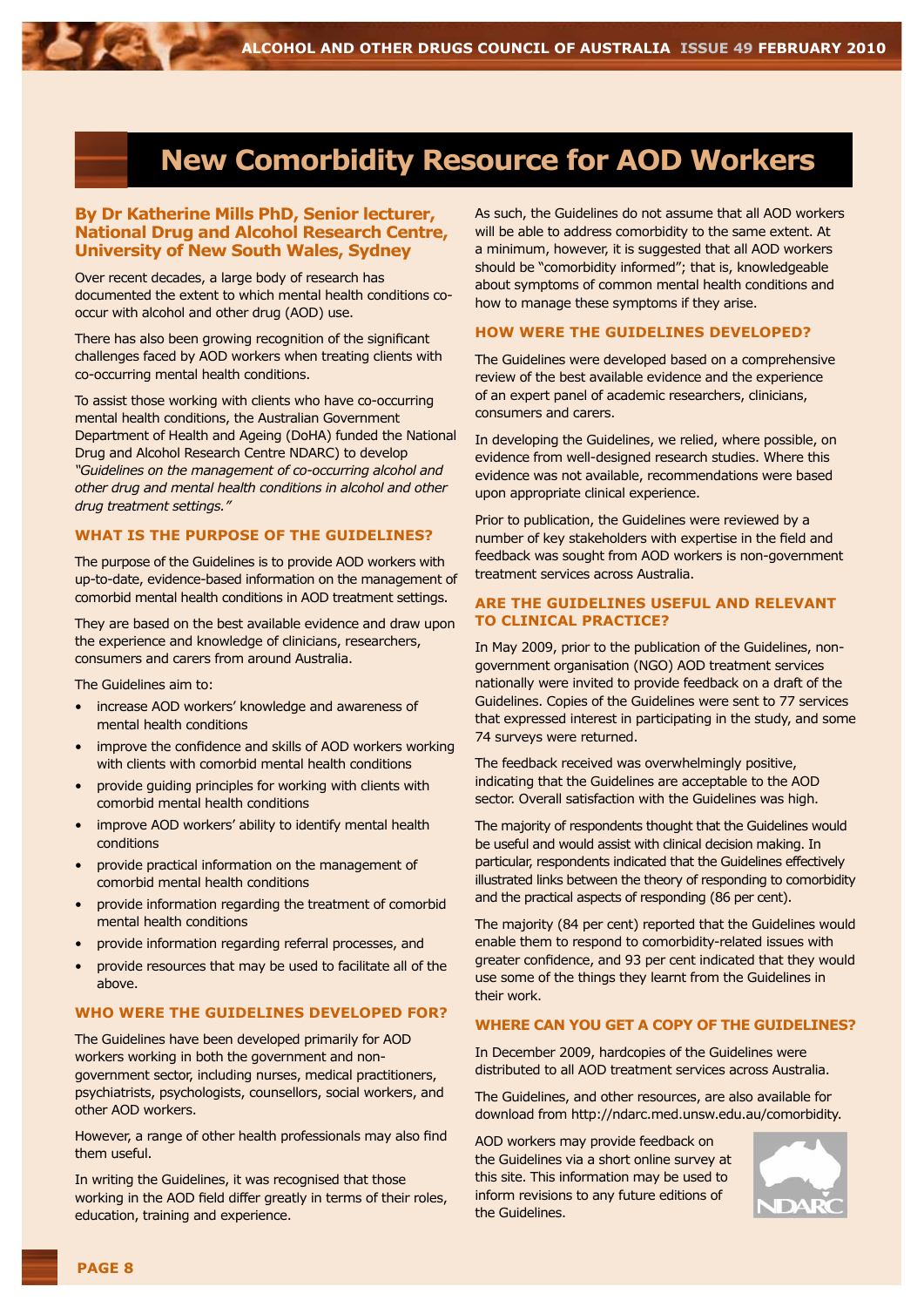# New Comorbidity Resource for AOD Workers

**By Dr Katherine Mills PhD, Senior lecturer, National Drug and Alcohol Research Centre, University of New South Wales, Sydney**

Over recent decades, a large body of research has documented the extent to which mental health conditions co-occur with alcohol and other drug (AOD) use.

There has also been growing recognition of the significant challenges faced by AOD workers when treating clients with co-occurring mental health conditions.

To assist those working with clients who have co-occurring mental health conditions, the Australian Government Department of Health and Ageing (DoHA) funded the National Drug and Alcohol Research Centre NDARC) to develop *"Guidelines on the management of co-occurring alcohol and other drug and mental health conditions in alcohol and other drug treatment settings."*

## WHAT IS THE PURPOSE OF THE GUIDELINES?

The purpose of the Guidelines is to provide AOD workers with up-to-date, evidence-based information on the management of comorbid mental health conditions in AOD treatment settings.

They are based on the best available evidence and draw upon the experience and knowledge of clinicians, researchers, consumers and carers from around Australia.

The Guidelines aim to:

- increase AOD workers' knowledge and awareness of mental health conditions
- improve the confidence and skills of AOD workers working with clients with comorbid mental health conditions
- provide guiding principles for working with clients with comorbid mental health conditions
- improve AOD workers' ability to identify mental health conditions
- provide practical information on the management of comorbid mental health conditions
- provide information regarding the treatment of comorbid mental health conditions
- provide information regarding referral processes, and
- provide resources that may be used to facilitate all of the above.

## WHO WERE THE GUIDELINES DEVELOPED FOR?

The Guidelines have been developed primarily for AOD workers working in both the government and non-government sector, including nurses, medical practitioners, psychiatrists, psychologists, counsellors, social workers, and other AOD workers.

However, a range of other health professionals may also find them useful.

In writing the Guidelines, it was recognised that those working in the AOD field differ greatly in terms of their roles, education, training and experience.

As such, the Guidelines do not assume that all AOD workers will be able to address comorbidity to the same extent. At a minimum, however, it is suggested that all AOD workers should be "comorbidity informed"; that is, knowledgeable about symptoms of common mental health conditions and how to manage these symptoms if they arise.

## HOW WERE THE GUIDELINES DEVELOPED?

The Guidelines were developed based on a comprehensive review of the best available evidence and the experience of an expert panel of academic researchers, clinicians, consumers and carers.

In developing the Guidelines, we relied, where possible, on evidence from well-designed research studies. Where this evidence was not available, recommendations were based upon appropriate clinical experience.

Prior to publication, the Guidelines were reviewed by a number of key stakeholders with expertise in the field and feedback was sought from AOD workers is non-government treatment services across Australia.

## ARE THE GUIDELINES USEFUL AND RELEVANT TO CLINICAL PRACTICE?

In May 2009, prior to the publication of the Guidelines, non-government organisation (NGO) AOD treatment services nationally were invited to provide feedback on a draft of the Guidelines. Copies of the Guidelines were sent to 77 services that expressed interest in participating in the study, and some 74 surveys were returned.

The feedback received was overwhelmingly positive, indicating that the Guidelines are acceptable to the AOD sector. Overall satisfaction with the Guidelines was high.

The majority of respondents thought that the Guidelines would be useful and would assist with clinical decision making. In particular, respondents indicated that the Guidelines effectively illustrated links between the theory of responding to comorbidity and the practical aspects of responding (86 per cent).

The majority (84 per cent) reported that the Guidelines would enable them to respond to comorbidity-related issues with greater confidence, and 93 per cent indicated that they would use some of the things they learnt from the Guidelines in their work.

## WHERE CAN YOU GET A COPY OF THE GUIDELINES?

In December 2009, hardcopies of the Guidelines were distributed to all AOD treatment services across Australia.

The Guidelines, and other resources, are also available for download from http://ndarc.med.unsw.edu.au/comorbidity.

AOD workers may provide feedback on the Guidelines via a short online survey at this site. This information may be used to inform revisions to any future editions of the Guidelines.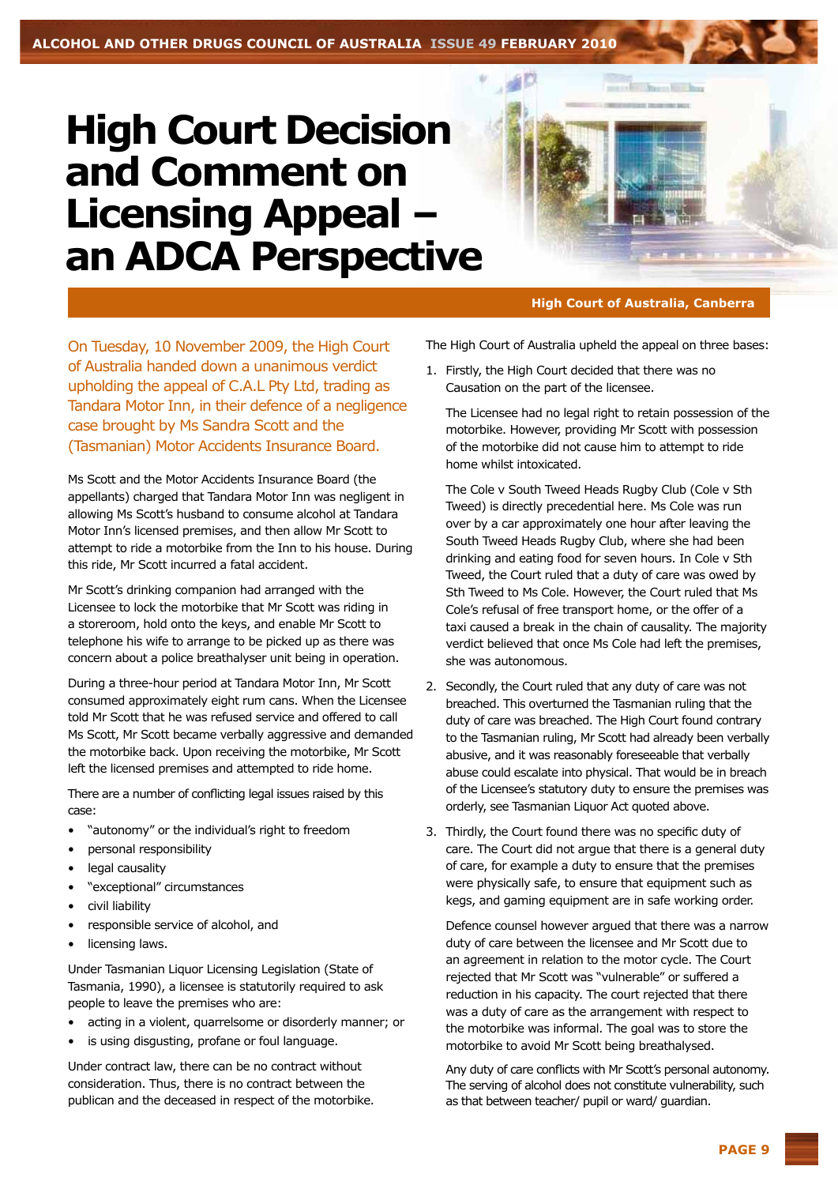# High Court Decision and Comment on Licensing Appeal – an ADCA Perspective

High Court of Australia, Canberra

On Tuesday, 10 November 2009, the High Court of Australia handed down a unanimous verdict upholding the appeal of C.A.L Pty Ltd, trading as Tandara Motor Inn, in their defence of a negligence case brought by Ms Sandra Scott and the (Tasmanian) Motor Accidents Insurance Board.

Ms Scott and the Motor Accidents Insurance Board (the appellants) charged that Tandara Motor Inn was negligent in allowing Ms Scott's husband to consume alcohol at Tandara Motor Inn's licensed premises, and then allow Mr Scott to attempt to ride a motorbike from the Inn to his house. During this ride, Mr Scott incurred a fatal accident.

Mr Scott's drinking companion had arranged with the Licensee to lock the motorbike that Mr Scott was riding in a storeroom, hold onto the keys, and enable Mr Scott to telephone his wife to arrange to be picked up as there was concern about a police breathalyser unit being in operation.

During a three-hour period at Tandara Motor Inn, Mr Scott consumed approximately eight rum cans. When the Licensee told Mr Scott that he was refused service and offered to call Ms Scott, Mr Scott became verbally aggressive and demanded the motorbike back. Upon receiving the motorbike, Mr Scott left the licensed premises and attempted to ride home.

There are a number of conflicting legal issues raised by this case:

- "autonomy" or the individual's right to freedom
- personal responsibility
- legal causality
- "exceptional" circumstances
- civil liability
- responsible service of alcohol, and
- licensing laws.

Under Tasmanian Liquor Licensing Legislation (State of Tasmania, 1990), a licensee is statutorily required to ask people to leave the premises who are:

- acting in a violent, quarrelsome or disorderly manner; or
- is using disgusting, profane or foul language.

Under contract law, there can be no contract without consideration. Thus, there is no contract between the publican and the deceased in respect of the motorbike.

The High Court of Australia upheld the appeal on three bases:

1. Firstly, the High Court decided that there was no Causation on the part of the licensee.

   The Licensee had no legal right to retain possession of the motorbike. However, providing Mr Scott with possession of the motorbike did not cause him to attempt to ride home whilst intoxicated.

   The Cole v South Tweed Heads Rugby Club (Cole v Sth Tweed) is directly precedential here. Ms Cole was run over by a car approximately one hour after leaving the South Tweed Heads Rugby Club, where she had been drinking and eating food for seven hours. In Cole v Sth Tweed, the Court ruled that a duty of care was owed by Sth Tweed to Ms Cole. However, the Court ruled that Ms Cole's refusal of free transport home, or the offer of a taxi caused a break in the chain of causality. The majority verdict believed that once Ms Cole had left the premises, she was autonomous.

2. Secondly, the Court ruled that any duty of care was not breached. This overturned the Tasmanian ruling that the duty of care was breached. The High Court found contrary to the Tasmanian ruling, Mr Scott had already been verbally abusive, and it was reasonably foreseeable that verbally abuse could escalate into physical. That would be in breach of the Licensee's statutory duty to ensure the premises was orderly, see Tasmanian Liquor Act quoted above.

3. Thirdly, the Court found there was no specific duty of care. The Court did not argue that there is a general duty of care, for example a duty to ensure that the premises were physically safe, to ensure that equipment such as kegs, and gaming equipment are in safe working order.

   Defence counsel however argued that there was a narrow duty of care between the licensee and Mr Scott due to an agreement in relation to the motor cycle. The Court rejected that Mr Scott was "vulnerable" or suffered a reduction in his capacity. The court rejected that there was a duty of care as the arrangement with respect to the motorbike was informal. The goal was to store the motorbike to avoid Mr Scott being breathalysed.

   Any duty of care conflicts with Mr Scott's personal autonomy. The serving of alcohol does not constitute vulnerability, such as that between teacher/ pupil or ward/ guardian.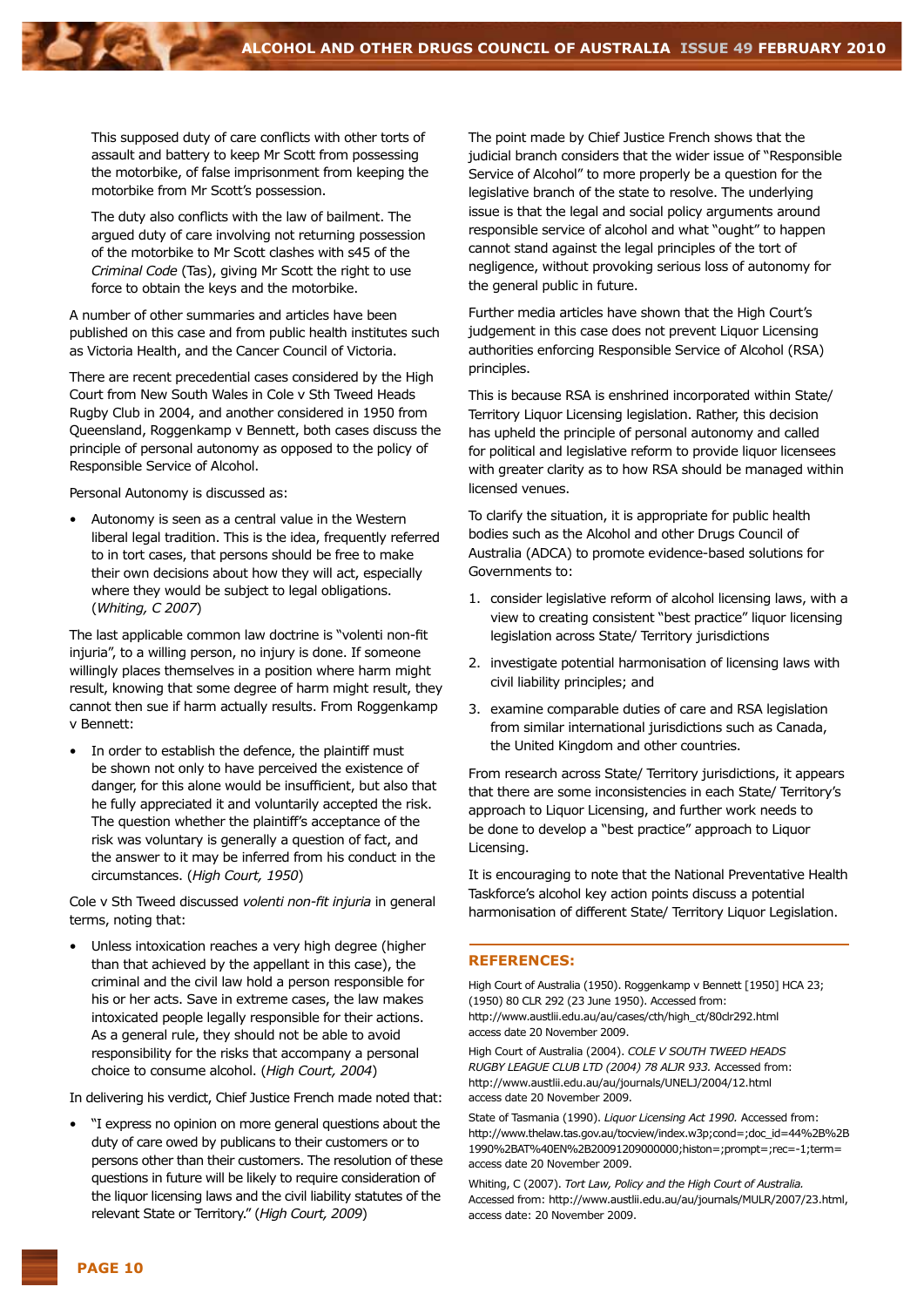This supposed duty of care conflicts with other torts of assault and battery to keep Mr Scott from possessing the motorbike, of false imprisonment from keeping the motorbike from Mr Scott's possession.

The duty also conflicts with the law of bailment. The argued duty of care involving not returning possession of the motorbike to Mr Scott clashes with s45 of the *Criminal Code* (Tas), giving Mr Scott the right to use force to obtain the keys and the motorbike.

A number of other summaries and articles have been published on this case and from public health institutes such as Victoria Health, and the Cancer Council of Victoria.

There are recent precedential cases considered by the High Court from New South Wales in Cole v Sth Tweed Heads Rugby Club in 2004, and another considered in 1950 from Queensland, Roggenkamp v Bennett, both cases discuss the principle of personal autonomy as opposed to the policy of Responsible Service of Alcohol.

Personal Autonomy is discussed as:

- Autonomy is seen as a central value in the Western liberal legal tradition. This is the idea, frequently referred to in tort cases, that persons should be free to make their own decisions about how they will act, especially where they would be subject to legal obligations. (*Whiting, C 2007*)

The last applicable common law doctrine is "volenti non-fit injuria", to a willing person, no injury is done. If someone willingly places themselves in a position where harm might result, knowing that some degree of harm might result, they cannot then sue if harm actually results. From Roggenkamp v Bennett:

- In order to establish the defence, the plaintiff must be shown not only to have perceived the existence of danger, for this alone would be insufficient, but also that he fully appreciated it and voluntarily accepted the risk. The question whether the plaintiff's acceptance of the risk was voluntary is generally a question of fact, and the answer to it may be inferred from his conduct in the circumstances. (*High Court, 1950*)

Cole v Sth Tweed discussed *volenti non-fit injuria* in general terms, noting that:

- Unless intoxication reaches a very high degree (higher than that achieved by the appellant in this case), the criminal and the civil law hold a person responsible for his or her acts. Save in extreme cases, the law makes intoxicated people legally responsible for their actions. As a general rule, they should not be able to avoid responsibility for the risks that accompany a personal choice to consume alcohol. (*High Court, 2004*)

In delivering his verdict, Chief Justice French made noted that:

- "I express no opinion on more general questions about the duty of care owed by publicans to their customers or to persons other than their customers. The resolution of these questions in future will be likely to require consideration of the liquor licensing laws and the civil liability statutes of the relevant State or Territory." (*High Court, 2009*)

The point made by Chief Justice French shows that the judicial branch considers that the wider issue of "Responsible Service of Alcohol" to more properly be a question for the legislative branch of the state to resolve. The underlying issue is that the legal and social policy arguments around responsible service of alcohol and what "ought" to happen cannot stand against the legal principles of the tort of negligence, without provoking serious loss of autonomy for the general public in future.

Further media articles have shown that the High Court's judgement in this case does not prevent Liquor Licensing authorities enforcing Responsible Service of Alcohol (RSA) principles.

This is because RSA is enshrined incorporated within State/ Territory Liquor Licensing legislation. Rather, this decision has upheld the principle of personal autonomy and called for political and legislative reform to provide liquor licensees with greater clarity as to how RSA should be managed within licensed venues.

To clarify the situation, it is appropriate for public health bodies such as the Alcohol and other Drugs Council of Australia (ADCA) to promote evidence-based solutions for Governments to:

1. consider legislative reform of alcohol licensing laws, with a view to creating consistent "best practice" liquor licensing legislation across State/ Territory jurisdictions
2. investigate potential harmonisation of licensing laws with civil liability principles; and
3. examine comparable duties of care and RSA legislation from similar international jurisdictions such as Canada, the United Kingdom and other countries.

From research across State/ Territory jurisdictions, it appears that there are some inconsistencies in each State/ Territory's approach to Liquor Licensing, and further work needs to be done to develop a "best practice" approach to Liquor Licensing.

It is encouraging to note that the National Preventative Health Taskforce's alcohol key action points discuss a potential harmonisation of different State/ Territory Liquor Legislation.

## REFERENCES:

High Court of Australia (1950). Roggenkamp v Bennett [1950] HCA 23; (1950) 80 CLR 292 (23 June 1950). Accessed from: http://www.austlii.edu.au/au/cases/cth/high_ct/80clr292.html access date 20 November 2009.

High Court of Australia (2004). *COLE V SOUTH TWEED HEADS RUGBY LEAGUE CLUB LTD (2004) 78 ALJR 933.* Accessed from: http://www.austlii.edu.au/au/journals/UNELJ/2004/12.html access date 20 November 2009.

State of Tasmania (1990). *Liquor Licensing Act 1990.* Accessed from: http://www.thelaw.tas.gov.au/tocview/index.w3p;cond=;doc_id=44%2B%2B1990%2BAT%40EN%2B20091209000000;histon=;prompt=;rec=-1;term= access date 20 November 2009.

Whiting, C (2007). *Tort Law, Policy and the High Court of Australia.* Accessed from: http://www.austlii.edu.au/au/journals/MULR/2007/23.html, access date: 20 November 2009.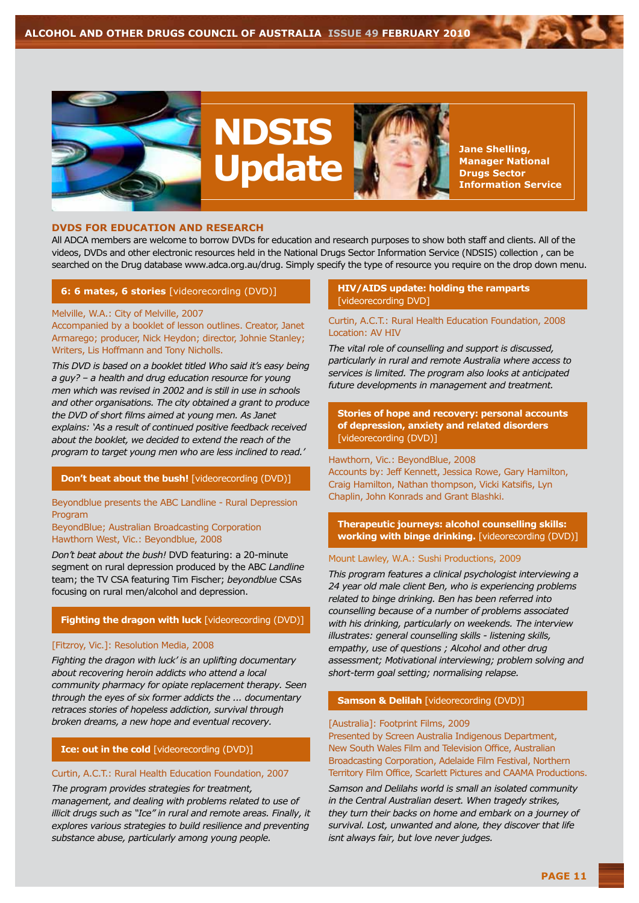# NDSIS Update

**Jane Shelling, Manager National Drugs Sector Information Service**

## DVDS FOR EDUCATION AND RESEARCH

All ADCA members are welcome to borrow DVDs for education and research purposes to show both staff and clients. All of the videos, DVDs and other electronic resources held in the National Drugs Sector Information Service (NDSIS) collection , can be searched on the Drug database www.adca.org.au/drug. Simply specify the type of resource you require on the drop down menu.

### 6: 6 mates, 6 stories [videorecording (DVD)]

Melville, W.A.: City of Melville, 2007
Accompanied by a booklet of lesson outlines. Creator, Janet Armarego; producer, Nick Heydon; director, Johnie Stanley; Writers, Lis Hoffmann and Tony Nicholls.

*This DVD is based on a booklet titled Who said it's easy being a guy? – a health and drug education resource for young men which was revised in 2002 and is still in use in schools and other organisations. The city obtained a grant to produce the DVD of short films aimed at young men. As Janet explains: 'As a result of continued positive feedback received about the booklet, we decided to extend the reach of the program to target young men who are less inclined to read.'*

### Don't beat about the bush! [videorecording (DVD)]

Beyondblue presents the ABC Landline - Rural Depression Program
BeyondBlue; Australian Broadcasting Corporation
Hawthorn West, Vic.: Beyondblue, 2008

*Don't beat about the bush!* DVD featuring: a 20-minute segment on rural depression produced by the ABC *Landline* team; the TV CSA featuring Tim Fischer; *beyondblue* CSAs focusing on rural men/alcohol and depression.

### Fighting the dragon with luck [videorecording (DVD)]

[Fitzroy, Vic.]: Resolution Media, 2008

*Fighting the dragon with luck' is an uplifting documentary about recovering heroin addicts who attend a local community pharmacy for opiate replacement therapy. Seen through the eyes of six former addicts the ... documentary retraces stories of hopeless addiction, survival through broken dreams, a new hope and eventual recovery.*

### Ice: out in the cold [videorecording (DVD)]

Curtin, A.C.T.: Rural Health Education Foundation, 2007

*The program provides strategies for treatment, management, and dealing with problems related to use of illicit drugs such as "Ice" in rural and remote areas. Finally, it explores various strategies to build resilience and preventing substance abuse, particularly among young people.*

### HIV/AIDS update: holding the ramparts [videorecording DVD]

Curtin, A.C.T.: Rural Health Education Foundation, 2008
Location: AV HIV

*The vital role of counselling and support is discussed, particularly in rural and remote Australia where access to services is limited. The program also looks at anticipated future developments in management and treatment.*

### Stories of hope and recovery: personal accounts of depression, anxiety and related disorders [videorecording (DVD)]

Hawthorn, Vic.: BeyondBlue, 2008
Accounts by: Jeff Kennett, Jessica Rowe, Gary Hamilton, Craig Hamilton, Nathan thompson, Vicki Katsifis, Lyn Chaplin, John Konrads and Grant Blashki.

### Therapeutic journeys: alcohol counselling skills: working with binge drinking. [videorecording (DVD)]

Mount Lawley, W.A.: Sushi Productions, 2009

*This program features a clinical psychologist interviewing a 24 year old male client Ben, who is experiencing problems related to binge drinking. Ben has been referred into counselling because of a number of problems associated with his drinking, particularly on weekends. The interview illustrates: general counselling skills - listening skills, empathy, use of questions ; Alcohol and other drug assessment; Motivational interviewing; problem solving and short-term goal setting; normalising relapse.*

### Samson & Delilah [videorecording (DVD)]

[Australia]: Footprint Films, 2009
Presented by Screen Australia Indigenous Department, New South Wales Film and Television Office, Australian Broadcasting Corporation, Adelaide Film Festival, Northern Territory Film Office, Scarlett Pictures and CAAMA Productions.

*Samson and Delilahs world is small an isolated community in the Central Australian desert. When tragedy strikes, they turn their backs on home and embark on a journey of survival. Lost, unwanted and alone, they discover that life isnt always fair, but love never judges.*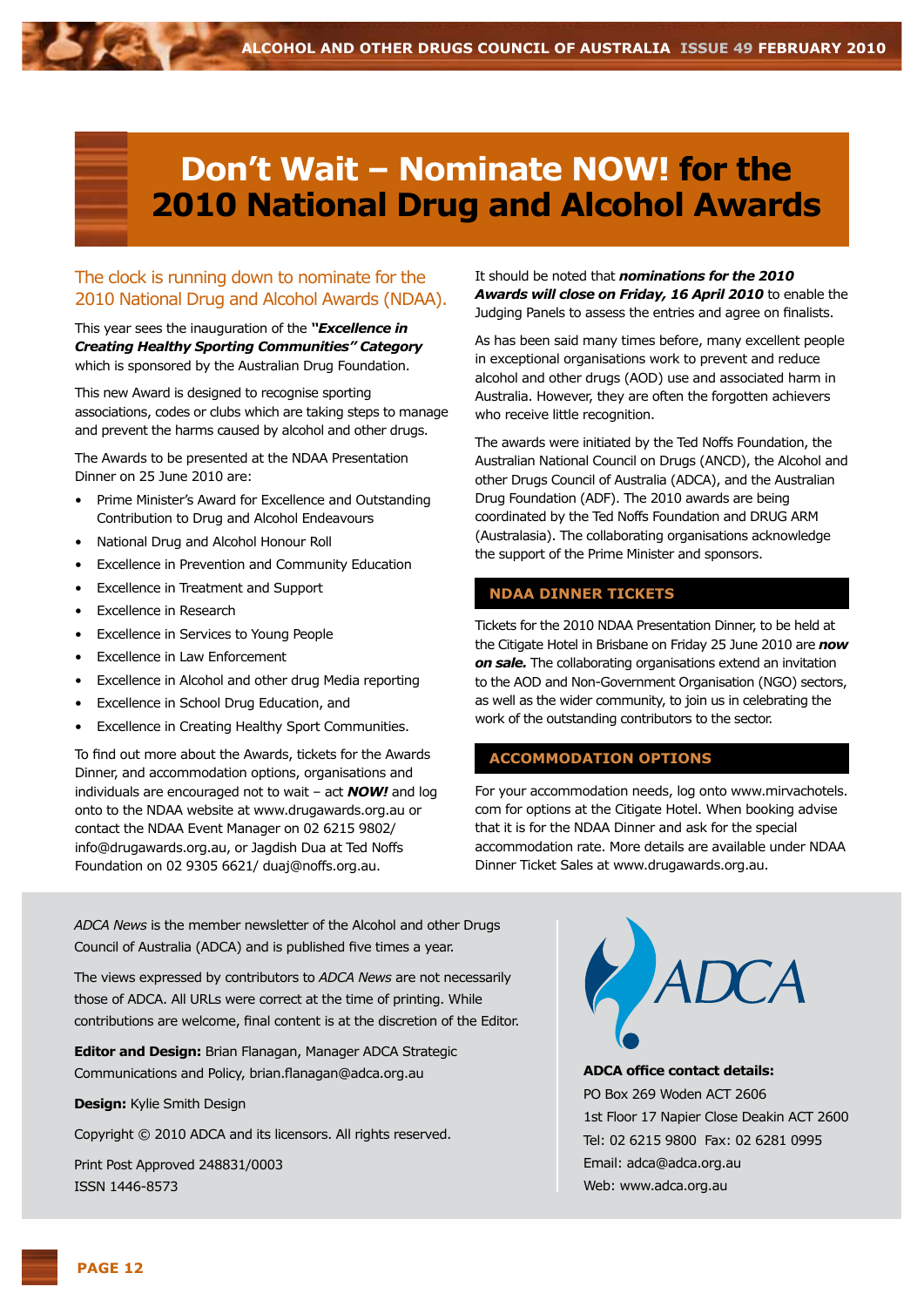# Don't Wait – Nominate NOW! for the 2010 National Drug and Alcohol Awards

The clock is running down to nominate for the 2010 National Drug and Alcohol Awards (NDAA).

This year sees the inauguration of the ***"Excellence in Creating Healthy Sporting Communities" Category*** which is sponsored by the Australian Drug Foundation.

This new Award is designed to recognise sporting associations, codes or clubs which are taking steps to manage and prevent the harms caused by alcohol and other drugs.

The Awards to be presented at the NDAA Presentation Dinner on 25 June 2010 are:

- Prime Minister's Award for Excellence and Outstanding Contribution to Drug and Alcohol Endeavours
- National Drug and Alcohol Honour Roll
- Excellence in Prevention and Community Education
- Excellence in Treatment and Support
- Excellence in Research
- Excellence in Services to Young People
- Excellence in Law Enforcement
- Excellence in Alcohol and other drug Media reporting
- Excellence in School Drug Education, and
- Excellence in Creating Healthy Sport Communities.

To find out more about the Awards, tickets for the Awards Dinner, and accommodation options, organisations and individuals are encouraged not to wait – act ***NOW!*** and log onto to the NDAA website at www.drugawards.org.au or contact the NDAA Event Manager on 02 6215 9802/ info@drugawards.org.au, or Jagdish Dua at Ted Noffs Foundation on 02 9305 6621/ duaj@noffs.org.au.

It should be noted that ***nominations for the 2010 Awards will close on Friday, 16 April 2010*** to enable the Judging Panels to assess the entries and agree on finalists.

As has been said many times before, many excellent people in exceptional organisations work to prevent and reduce alcohol and other drugs (AOD) use and associated harm in Australia. However, they are often the forgotten achievers who receive little recognition.

The awards were initiated by the Ted Noffs Foundation, the Australian National Council on Drugs (ANCD), the Alcohol and other Drugs Council of Australia (ADCA), and the Australian Drug Foundation (ADF). The 2010 awards are being coordinated by the Ted Noffs Foundation and DRUG ARM (Australasia). The collaborating organisations acknowledge the support of the Prime Minister and sponsors.

## NDAA DINNER TICKETS

Tickets for the 2010 NDAA Presentation Dinner, to be held at the Citigate Hotel in Brisbane on Friday 25 June 2010 are ***now on sale.*** The collaborating organisations extend an invitation to the AOD and Non-Government Organisation (NGO) sectors, as well as the wider community, to join us in celebrating the work of the outstanding contributors to the sector.

## ACCOMMODATION OPTIONS

For your accommodation needs, log onto www.mirvachotels.com for options at the Citigate Hotel. When booking advise that it is for the NDAA Dinner and ask for the special accommodation rate. More details are available under NDAA Dinner Ticket Sales at www.drugawards.org.au.

---

*ADCA News* is the member newsletter of the Alcohol and other Drugs Council of Australia (ADCA) and is published five times a year.

The views expressed by contributors to *ADCA News* are not necessarily those of ADCA. All URLs were correct at the time of printing. While contributions are welcome, final content is at the discretion of the Editor.

**Editor and Design:** Brian Flanagan, Manager ADCA Strategic Communications and Policy, brian.flanagan@adca.org.au

**Design:** Kylie Smith Design

Copyright © 2010 ADCA and its licensors. All rights reserved.

Print Post Approved 248831/0003
ISSN 1446-8573

ADCA

**ADCA office contact details:**
PO Box 269 Woden ACT 2606
1st Floor 17 Napier Close Deakin ACT 2600
Tel: 02 6215 9800 Fax: 02 6281 0995
Email: adca@adca.org.au
Web: www.adca.org.au